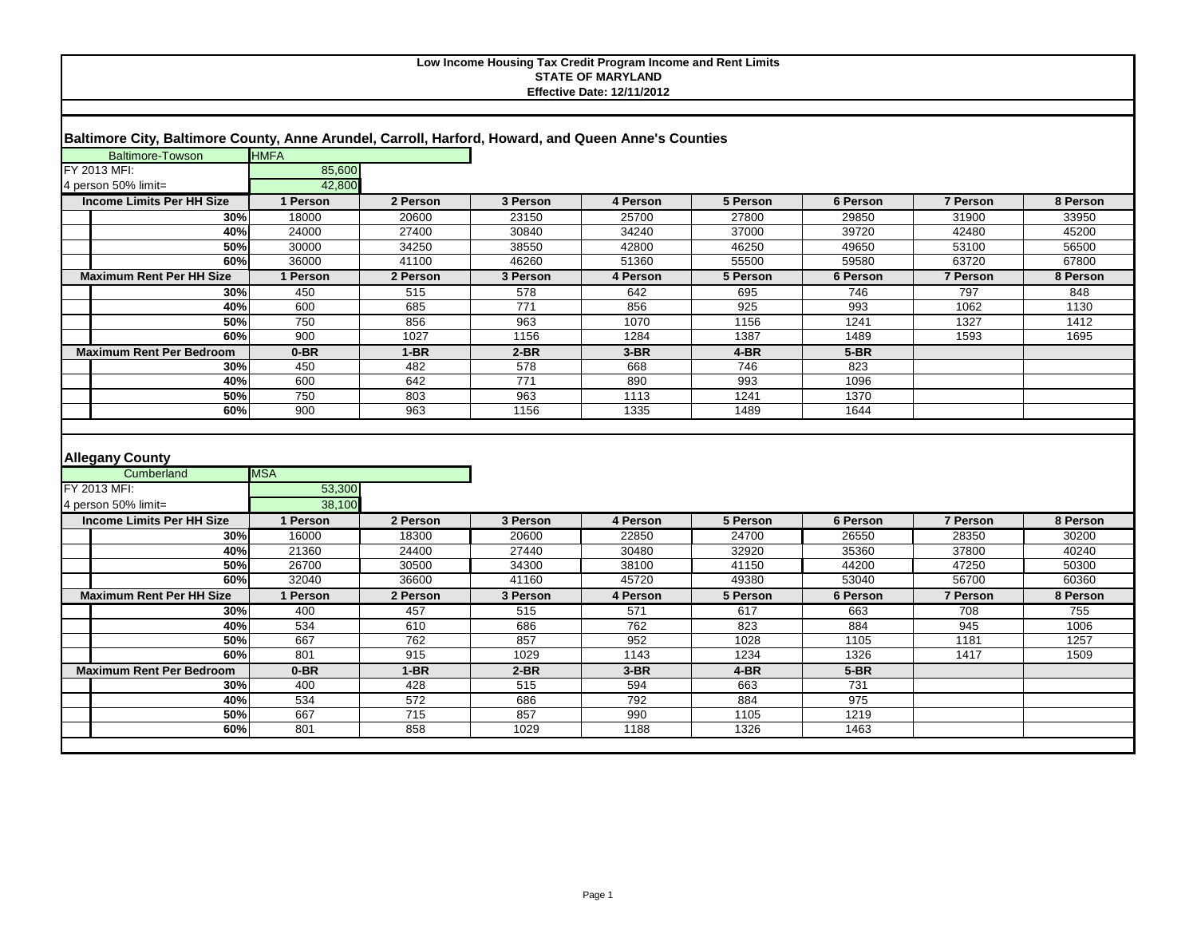**Low Income Housing Tax Credit Program Income and Rent Limits**
**STATE OF MARYLAND**
**Effective Date: 12/11/2012**

## Baltimore City, Baltimore County, Anne Arundel, Carroll, Harford, Howard, and Queen Anne's Counties

| Baltimore-Towson | HMFA |
|---|---|
| FY 2013 MFI: | 85,600 |
| 4 person 50% limit= | 42,800 |

| Income Limits Per HH Size | 1 Person | 2 Person | 3 Person | 4 Person | 5 Person | 6 Person | 7 Person | 8 Person |
|---|---|---|---|---|---|---|---|---|
| 30% | 18000 | 20600 | 23150 | 25700 | 27800 | 29850 | 31900 | 33950 |
| 40% | 24000 | 27400 | 30840 | 34240 | 37000 | 39720 | 42480 | 45200 |
| 50% | 30000 | 34250 | 38550 | 42800 | 46250 | 49650 | 53100 | 56500 |
| 60% | 36000 | 41100 | 46260 | 51360 | 55500 | 59580 | 63720 | 67800 |
| **Maximum Rent Per HH Size** | **1 Person** | **2 Person** | **3 Person** | **4 Person** | **5 Person** | **6 Person** | **7 Person** | **8 Person** |
| 30% | 450 | 515 | 578 | 642 | 695 | 746 | 797 | 848 |
| 40% | 600 | 685 | 771 | 856 | 925 | 993 | 1062 | 1130 |
| 50% | 750 | 856 | 963 | 1070 | 1156 | 1241 | 1327 | 1412 |
| 60% | 900 | 1027 | 1156 | 1284 | 1387 | 1489 | 1593 | 1695 |
| **Maximum Rent Per Bedroom** | **0-BR** | **1-BR** | **2-BR** | **3-BR** | **4-BR** | **5-BR** | | |
| 30% | 450 | 482 | 578 | 668 | 746 | 823 | | |
| 40% | 600 | 642 | 771 | 890 | 993 | 1096 | | |
| 50% | 750 | 803 | 963 | 1113 | 1241 | 1370 | | |
| 60% | 900 | 963 | 1156 | 1335 | 1489 | 1644 | | |

## Allegany County

| Cumberland | MSA |
|---|---|
| FY 2013 MFI: | 53,300 |
| 4 person 50% limit= | 38,100 |

| Income Limits Per HH Size | 1 Person | 2 Person | 3 Person | 4 Person | 5 Person | 6 Person | 7 Person | 8 Person |
|---|---|---|---|---|---|---|---|---|
| 30% | 16000 | 18300 | 20600 | 22850 | 24700 | 26550 | 28350 | 30200 |
| 40% | 21360 | 24400 | 27440 | 30480 | 32920 | 35360 | 37800 | 40240 |
| 50% | 26700 | 30500 | 34300 | 38100 | 41150 | 44200 | 47250 | 50300 |
| 60% | 32040 | 36600 | 41160 | 45720 | 49380 | 53040 | 56700 | 60360 |
| **Maximum Rent Per HH Size** | **1 Person** | **2 Person** | **3 Person** | **4 Person** | **5 Person** | **6 Person** | **7 Person** | **8 Person** |
| 30% | 400 | 457 | 515 | 571 | 617 | 663 | 708 | 755 |
| 40% | 534 | 610 | 686 | 762 | 823 | 884 | 945 | 1006 |
| 50% | 667 | 762 | 857 | 952 | 1028 | 1105 | 1181 | 1257 |
| 60% | 801 | 915 | 1029 | 1143 | 1234 | 1326 | 1417 | 1509 |
| **Maximum Rent Per Bedroom** | **0-BR** | **1-BR** | **2-BR** | **3-BR** | **4-BR** | **5-BR** | | |
| 30% | 400 | 428 | 515 | 594 | 663 | 731 | | |
| 40% | 534 | 572 | 686 | 792 | 884 | 975 | | |
| 50% | 667 | 715 | 857 | 990 | 1105 | 1219 | | |
| 60% | 801 | 858 | 1029 | 1188 | 1326 | 1463 | | |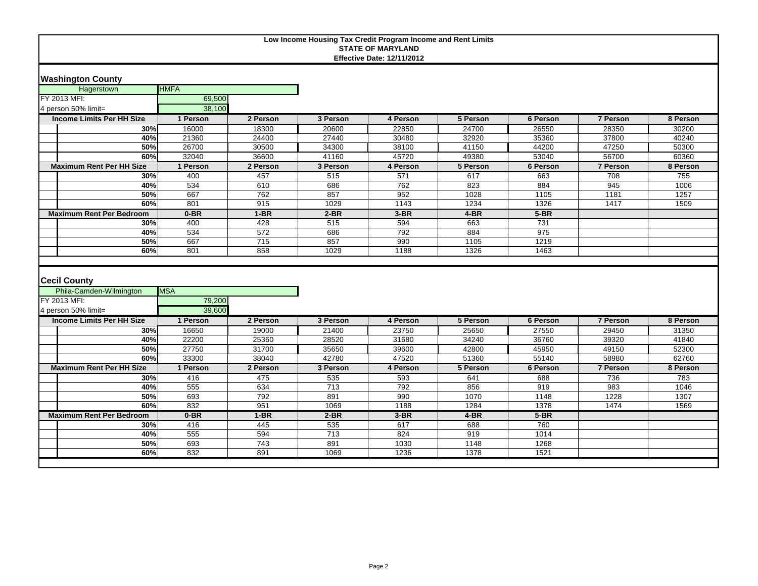**Low Income Housing Tax Credit Program Income and Rent Limits**
**STATE OF MARYLAND**
**Effective Date: 12/11/2012**

## Washington County

| Hagerstown | HMFA |
|---|---|
| FY 2013 MFI: | 69,500 |
| 4 person 50% limit= | 38,100 |

| Income Limits Per HH Size | 1 Person | 2 Person | 3 Person | 4 Person | 5 Person | 6 Person | 7 Person | 8 Person |
|---|---|---|---|---|---|---|---|---|
| 30% | 16000 | 18300 | 20600 | 22850 | 24700 | 26550 | 28350 | 30200 |
| 40% | 21360 | 24400 | 27440 | 30480 | 32920 | 35360 | 37800 | 40240 |
| 50% | 26700 | 30500 | 34300 | 38100 | 41150 | 44200 | 47250 | 50300 |
| 60% | 32040 | 36600 | 41160 | 45720 | 49380 | 53040 | 56700 | 60360 |
| **Maximum Rent Per HH Size** | **1 Person** | **2 Person** | **3 Person** | **4 Person** | **5 Person** | **6 Person** | **7 Person** | **8 Person** |
| 30% | 400 | 457 | 515 | 571 | 617 | 663 | 708 | 755 |
| 40% | 534 | 610 | 686 | 762 | 823 | 884 | 945 | 1006 |
| 50% | 667 | 762 | 857 | 952 | 1028 | 1105 | 1181 | 1257 |
| 60% | 801 | 915 | 1029 | 1143 | 1234 | 1326 | 1417 | 1509 |
| **Maximum Rent Per Bedroom** | **0-BR** | **1-BR** | **2-BR** | **3-BR** | **4-BR** | **5-BR** | | |
| 30% | 400 | 428 | 515 | 594 | 663 | 731 | | |
| 40% | 534 | 572 | 686 | 792 | 884 | 975 | | |
| 50% | 667 | 715 | 857 | 990 | 1105 | 1219 | | |
| 60% | 801 | 858 | 1029 | 1188 | 1326 | 1463 | | |

## Cecil County

| Phila-Camden-Wilmington | MSA |
|---|---|
| FY 2013 MFI: | 79,200 |
| 4 person 50% limit= | 39,600 |

| Income Limits Per HH Size | 1 Person | 2 Person | 3 Person | 4 Person | 5 Person | 6 Person | 7 Person | 8 Person |
|---|---|---|---|---|---|---|---|---|
| 30% | 16650 | 19000 | 21400 | 23750 | 25650 | 27550 | 29450 | 31350 |
| 40% | 22200 | 25360 | 28520 | 31680 | 34240 | 36760 | 39320 | 41840 |
| 50% | 27750 | 31700 | 35650 | 39600 | 42800 | 45950 | 49150 | 52300 |
| 60% | 33300 | 38040 | 42780 | 47520 | 51360 | 55140 | 58980 | 62760 |
| **Maximum Rent Per HH Size** | **1 Person** | **2 Person** | **3 Person** | **4 Person** | **5 Person** | **6 Person** | **7 Person** | **8 Person** |
| 30% | 416 | 475 | 535 | 593 | 641 | 688 | 736 | 783 |
| 40% | 555 | 634 | 713 | 792 | 856 | 919 | 983 | 1046 |
| 50% | 693 | 792 | 891 | 990 | 1070 | 1148 | 1228 | 1307 |
| 60% | 832 | 951 | 1069 | 1188 | 1284 | 1378 | 1474 | 1569 |
| **Maximum Rent Per Bedroom** | **0-BR** | **1-BR** | **2-BR** | **3-BR** | **4-BR** | **5-BR** | | |
| 30% | 416 | 445 | 535 | 617 | 688 | 760 | | |
| 40% | 555 | 594 | 713 | 824 | 919 | 1014 | | |
| 50% | 693 | 743 | 891 | 1030 | 1148 | 1268 | | |
| 60% | 832 | 891 | 1069 | 1236 | 1378 | 1521 | | |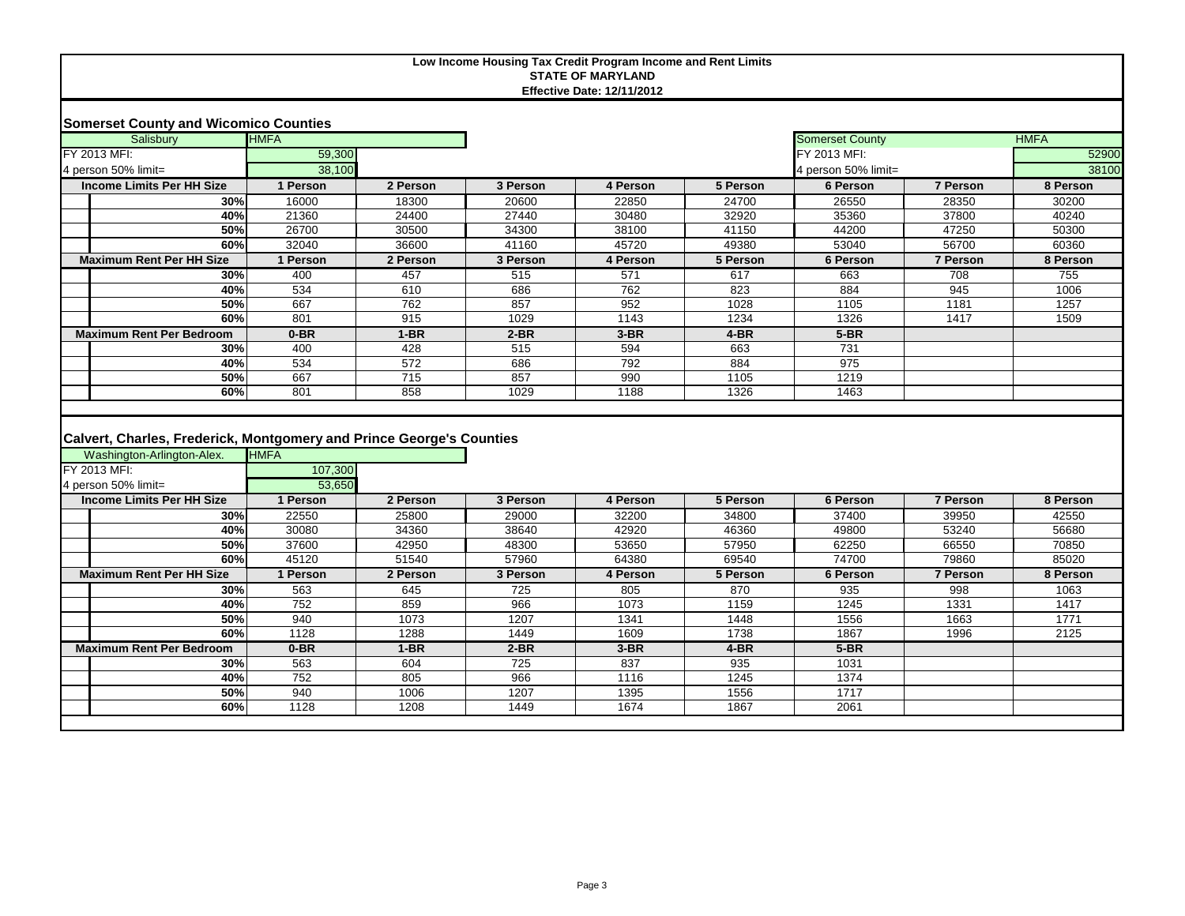**Low Income Housing Tax Credit Program Income and Rent Limits**
**STATE OF MARYLAND**
**Effective Date: 12/11/2012**

## Somerset County and Wicomico Counties

| Salisbury | HMFA | | | | | Somerset County | | HMFA |
|---|---|---|---|---|---|---|---|---|
| FY 2013 MFI: | 59,300 | | | | | FY 2013 MFI: | | 52900 |
| 4 person 50% limit= | 38,100 | | | | | 4 person 50% limit= | | 38100 |

| Income Limits Per HH Size | 1 Person | 2 Person | 3 Person | 4 Person | 5 Person | 6 Person | 7 Person | 8 Person |
|---|---|---|---|---|---|---|---|---|
| 30% | 16000 | 18300 | 20600 | 22850 | 24700 | 26550 | 28350 | 30200 |
| 40% | 21360 | 24400 | 27440 | 30480 | 32920 | 35360 | 37800 | 40240 |
| 50% | 26700 | 30500 | 34300 | 38100 | 41150 | 44200 | 47250 | 50300 |
| 60% | 32040 | 36600 | 41160 | 45720 | 49380 | 53040 | 56700 | 60360 |
| **Maximum Rent Per HH Size** | **1 Person** | **2 Person** | **3 Person** | **4 Person** | **5 Person** | **6 Person** | **7 Person** | **8 Person** |
| 30% | 400 | 457 | 515 | 571 | 617 | 663 | 708 | 755 |
| 40% | 534 | 610 | 686 | 762 | 823 | 884 | 945 | 1006 |
| 50% | 667 | 762 | 857 | 952 | 1028 | 1105 | 1181 | 1257 |
| 60% | 801 | 915 | 1029 | 1143 | 1234 | 1326 | 1417 | 1509 |
| **Maximum Rent Per Bedroom** | **0-BR** | **1-BR** | **2-BR** | **3-BR** | **4-BR** | **5-BR** | | |
| 30% | 400 | 428 | 515 | 594 | 663 | 731 | | |
| 40% | 534 | 572 | 686 | 792 | 884 | 975 | | |
| 50% | 667 | 715 | 857 | 990 | 1105 | 1219 | | |
| 60% | 801 | 858 | 1029 | 1188 | 1326 | 1463 | | |

## Calvert, Charles, Frederick, Montgomery and Prince George's Counties

| Washington-Arlington-Alex. | HMFA |
|---|---|
| FY 2013 MFI: | 107,300 |
| 4 person 50% limit= | 53,650 |

| Income Limits Per HH Size | 1 Person | 2 Person | 3 Person | 4 Person | 5 Person | 6 Person | 7 Person | 8 Person |
|---|---|---|---|---|---|---|---|---|
| 30% | 22550 | 25800 | 29000 | 32200 | 34800 | 37400 | 39950 | 42550 |
| 40% | 30080 | 34360 | 38640 | 42920 | 46360 | 49800 | 53240 | 56680 |
| 50% | 37600 | 42950 | 48300 | 53650 | 57950 | 62250 | 66550 | 70850 |
| 60% | 45120 | 51540 | 57960 | 64380 | 69540 | 74700 | 79860 | 85020 |
| **Maximum Rent Per HH Size** | **1 Person** | **2 Person** | **3 Person** | **4 Person** | **5 Person** | **6 Person** | **7 Person** | **8 Person** |
| 30% | 563 | 645 | 725 | 805 | 870 | 935 | 998 | 1063 |
| 40% | 752 | 859 | 966 | 1073 | 1159 | 1245 | 1331 | 1417 |
| 50% | 940 | 1073 | 1207 | 1341 | 1448 | 1556 | 1663 | 1771 |
| 60% | 1128 | 1288 | 1449 | 1609 | 1738 | 1867 | 1996 | 2125 |
| **Maximum Rent Per Bedroom** | **0-BR** | **1-BR** | **2-BR** | **3-BR** | **4-BR** | **5-BR** | | |
| 30% | 563 | 604 | 725 | 837 | 935 | 1031 | | |
| 40% | 752 | 805 | 966 | 1116 | 1245 | 1374 | | |
| 50% | 940 | 1006 | 1207 | 1395 | 1556 | 1717 | | |
| 60% | 1128 | 1208 | 1449 | 1674 | 1867 | 2061 | | |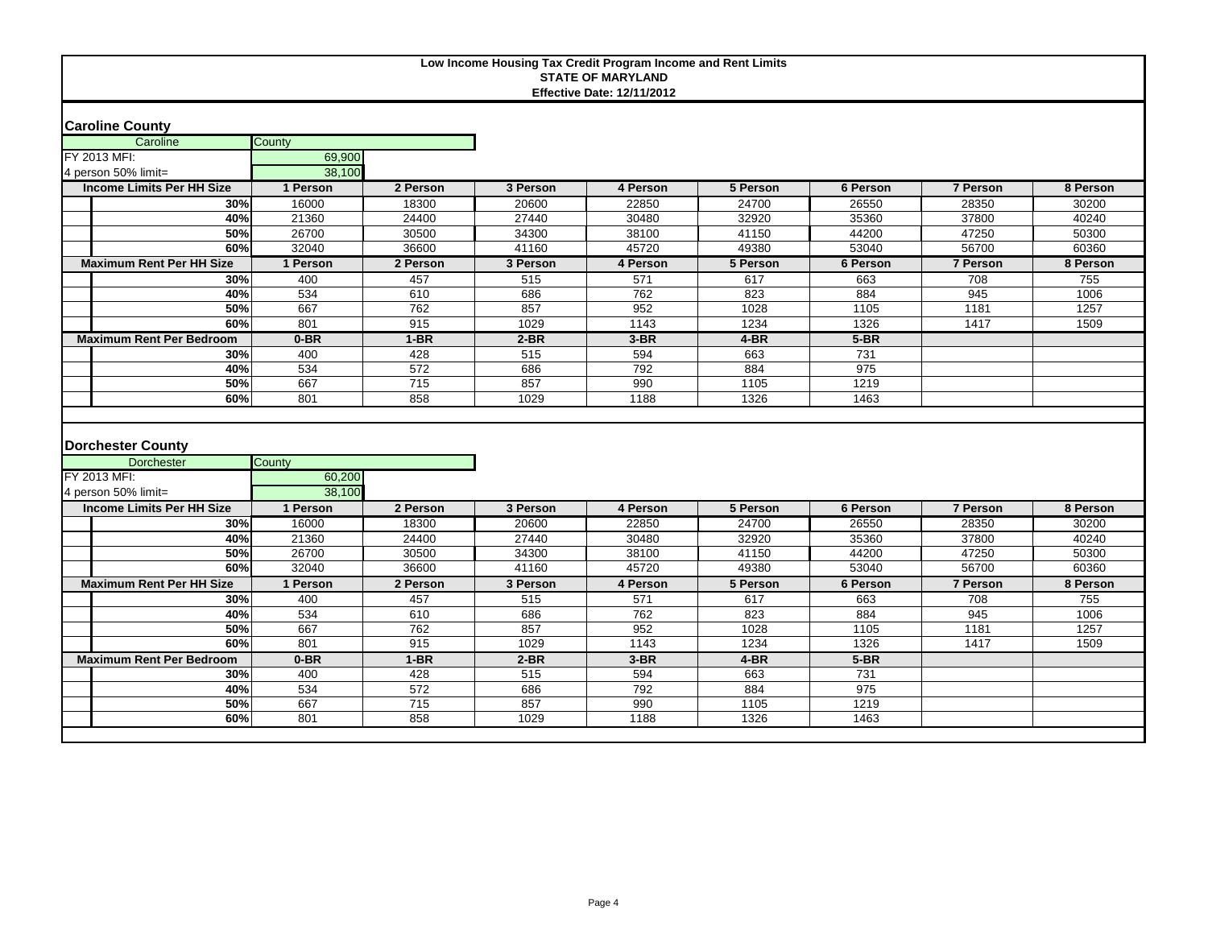**Low Income Housing Tax Credit Program Income and Rent Limits**
**STATE OF MARYLAND**
**Effective Date: 12/11/2012**

## Caroline County

| Caroline | County |
|---|---|
| FY 2013 MFI: | 69,900 |
| 4 person 50% limit= | 38,100 |

| Income Limits Per HH Size | 1 Person | 2 Person | 3 Person | 4 Person | 5 Person | 6 Person | 7 Person | 8 Person |
|---|---|---|---|---|---|---|---|---|
| 30% | 16000 | 18300 | 20600 | 22850 | 24700 | 26550 | 28350 | 30200 |
| 40% | 21360 | 24400 | 27440 | 30480 | 32920 | 35360 | 37800 | 40240 |
| 50% | 26700 | 30500 | 34300 | 38100 | 41150 | 44200 | 47250 | 50300 |
| 60% | 32040 | 36600 | 41160 | 45720 | 49380 | 53040 | 56700 | 60360 |
| **Maximum Rent Per HH Size** | **1 Person** | **2 Person** | **3 Person** | **4 Person** | **5 Person** | **6 Person** | **7 Person** | **8 Person** |
| 30% | 400 | 457 | 515 | 571 | 617 | 663 | 708 | 755 |
| 40% | 534 | 610 | 686 | 762 | 823 | 884 | 945 | 1006 |
| 50% | 667 | 762 | 857 | 952 | 1028 | 1105 | 1181 | 1257 |
| 60% | 801 | 915 | 1029 | 1143 | 1234 | 1326 | 1417 | 1509 |
| **Maximum Rent Per Bedroom** | **0-BR** | **1-BR** | **2-BR** | **3-BR** | **4-BR** | **5-BR** | | |
| 30% | 400 | 428 | 515 | 594 | 663 | 731 | | |
| 40% | 534 | 572 | 686 | 792 | 884 | 975 | | |
| 50% | 667 | 715 | 857 | 990 | 1105 | 1219 | | |
| 60% | 801 | 858 | 1029 | 1188 | 1326 | 1463 | | |

## Dorchester County

| Dorchester | County |
|---|---|
| FY 2013 MFI: | 60,200 |
| 4 person 50% limit= | 38,100 |

| Income Limits Per HH Size | 1 Person | 2 Person | 3 Person | 4 Person | 5 Person | 6 Person | 7 Person | 8 Person |
|---|---|---|---|---|---|---|---|---|
| 30% | 16000 | 18300 | 20600 | 22850 | 24700 | 26550 | 28350 | 30200 |
| 40% | 21360 | 24400 | 27440 | 30480 | 32920 | 35360 | 37800 | 40240 |
| 50% | 26700 | 30500 | 34300 | 38100 | 41150 | 44200 | 47250 | 50300 |
| 60% | 32040 | 36600 | 41160 | 45720 | 49380 | 53040 | 56700 | 60360 |
| **Maximum Rent Per HH Size** | **1 Person** | **2 Person** | **3 Person** | **4 Person** | **5 Person** | **6 Person** | **7 Person** | **8 Person** |
| 30% | 400 | 457 | 515 | 571 | 617 | 663 | 708 | 755 |
| 40% | 534 | 610 | 686 | 762 | 823 | 884 | 945 | 1006 |
| 50% | 667 | 762 | 857 | 952 | 1028 | 1105 | 1181 | 1257 |
| 60% | 801 | 915 | 1029 | 1143 | 1234 | 1326 | 1417 | 1509 |
| **Maximum Rent Per Bedroom** | **0-BR** | **1-BR** | **2-BR** | **3-BR** | **4-BR** | **5-BR** | | |
| 30% | 400 | 428 | 515 | 594 | 663 | 731 | | |
| 40% | 534 | 572 | 686 | 792 | 884 | 975 | | |
| 50% | 667 | 715 | 857 | 990 | 1105 | 1219 | | |
| 60% | 801 | 858 | 1029 | 1188 | 1326 | 1463 | | |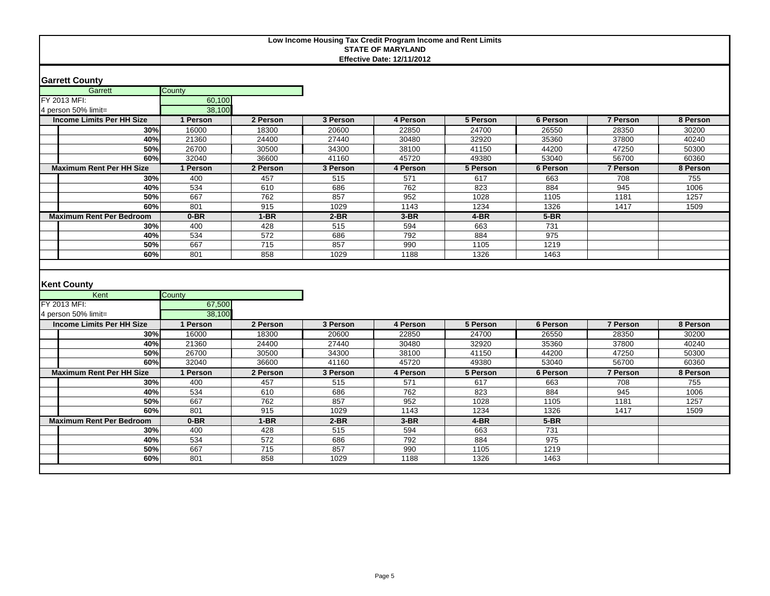**Low Income Housing Tax Credit Program Income and Rent Limits**
**STATE OF MARYLAND**
**Effective Date: 12/11/2012**

## Garrett County

| Garrett | County |
|---|---|
| FY 2013 MFI: | 60,100 |
| 4 person 50% limit= | 38,100 |

| Income Limits Per HH Size | 1 Person | 2 Person | 3 Person | 4 Person | 5 Person | 6 Person | 7 Person | 8 Person |
|---|---|---|---|---|---|---|---|---|
| 30% | 16000 | 18300 | 20600 | 22850 | 24700 | 26550 | 28350 | 30200 |
| 40% | 21360 | 24400 | 27440 | 30480 | 32920 | 35360 | 37800 | 40240 |
| 50% | 26700 | 30500 | 34300 | 38100 | 41150 | 44200 | 47250 | 50300 |
| 60% | 32040 | 36600 | 41160 | 45720 | 49380 | 53040 | 56700 | 60360 |
| **Maximum Rent Per HH Size** | **1 Person** | **2 Person** | **3 Person** | **4 Person** | **5 Person** | **6 Person** | **7 Person** | **8 Person** |
| 30% | 400 | 457 | 515 | 571 | 617 | 663 | 708 | 755 |
| 40% | 534 | 610 | 686 | 762 | 823 | 884 | 945 | 1006 |
| 50% | 667 | 762 | 857 | 952 | 1028 | 1105 | 1181 | 1257 |
| 60% | 801 | 915 | 1029 | 1143 | 1234 | 1326 | 1417 | 1509 |
| **Maximum Rent Per Bedroom** | **0-BR** | **1-BR** | **2-BR** | **3-BR** | **4-BR** | **5-BR** | | |
| 30% | 400 | 428 | 515 | 594 | 663 | 731 | | |
| 40% | 534 | 572 | 686 | 792 | 884 | 975 | | |
| 50% | 667 | 715 | 857 | 990 | 1105 | 1219 | | |
| 60% | 801 | 858 | 1029 | 1188 | 1326 | 1463 | | |

## Kent County

| Kent | County |
|---|---|
| FY 2013 MFI: | 67,500 |
| 4 person 50% limit= | 38,100 |

| Income Limits Per HH Size | 1 Person | 2 Person | 3 Person | 4 Person | 5 Person | 6 Person | 7 Person | 8 Person |
|---|---|---|---|---|---|---|---|---|
| 30% | 16000 | 18300 | 20600 | 22850 | 24700 | 26550 | 28350 | 30200 |
| 40% | 21360 | 24400 | 27440 | 30480 | 32920 | 35360 | 37800 | 40240 |
| 50% | 26700 | 30500 | 34300 | 38100 | 41150 | 44200 | 47250 | 50300 |
| 60% | 32040 | 36600 | 41160 | 45720 | 49380 | 53040 | 56700 | 60360 |
| **Maximum Rent Per HH Size** | **1 Person** | **2 Person** | **3 Person** | **4 Person** | **5 Person** | **6 Person** | **7 Person** | **8 Person** |
| 30% | 400 | 457 | 515 | 571 | 617 | 663 | 708 | 755 |
| 40% | 534 | 610 | 686 | 762 | 823 | 884 | 945 | 1006 |
| 50% | 667 | 762 | 857 | 952 | 1028 | 1105 | 1181 | 1257 |
| 60% | 801 | 915 | 1029 | 1143 | 1234 | 1326 | 1417 | 1509 |
| **Maximum Rent Per Bedroom** | **0-BR** | **1-BR** | **2-BR** | **3-BR** | **4-BR** | **5-BR** | | |
| 30% | 400 | 428 | 515 | 594 | 663 | 731 | | |
| 40% | 534 | 572 | 686 | 792 | 884 | 975 | | |
| 50% | 667 | 715 | 857 | 990 | 1105 | 1219 | | |
| 60% | 801 | 858 | 1029 | 1188 | 1326 | 1463 | | |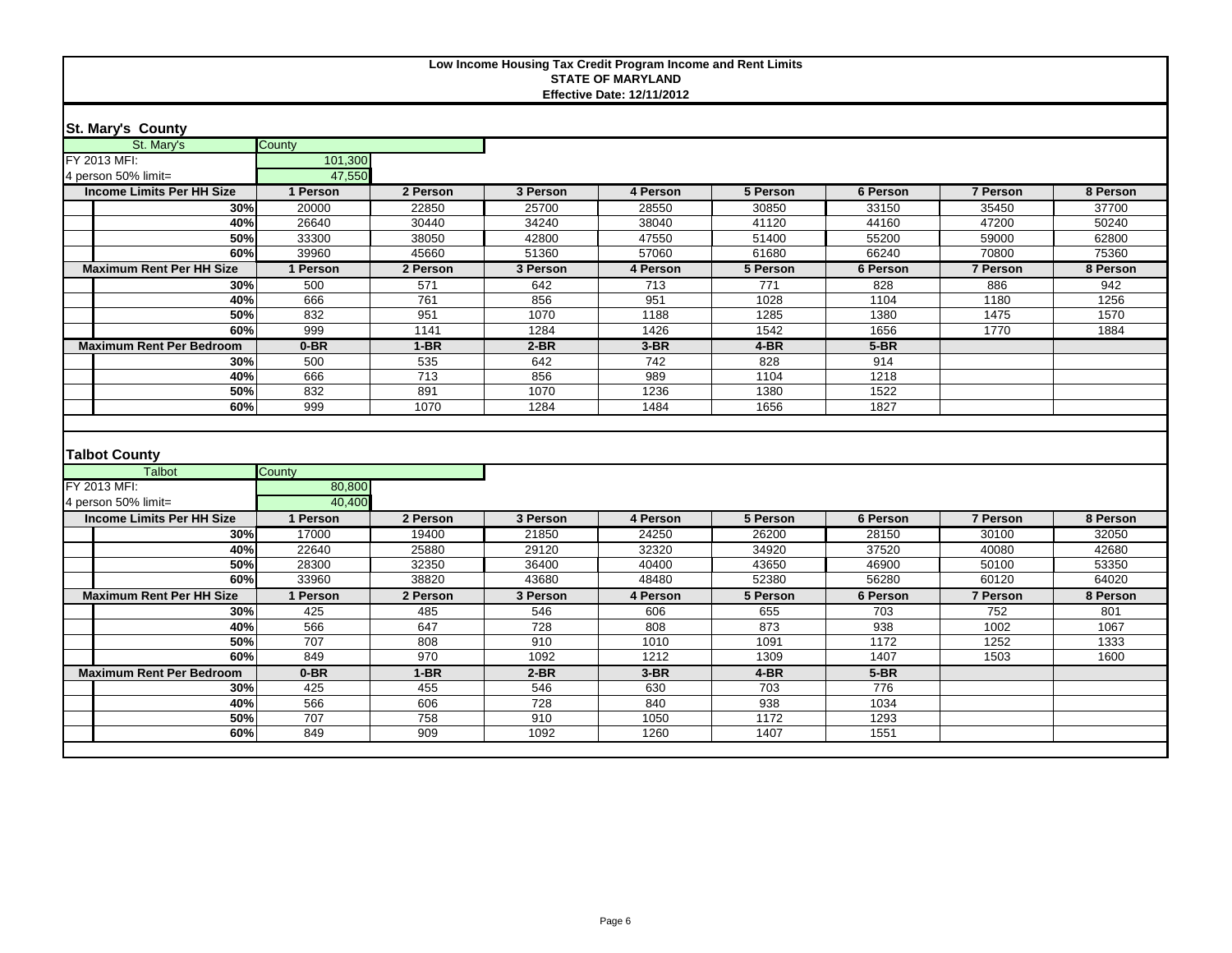**Low Income Housing Tax Credit Program Income and Rent Limits**
**STATE OF MARYLAND**
**Effective Date: 12/11/2012**

## St. Mary's County

| St. Mary's | County |
|---|---|
| FY 2013 MFI: | 101,300 |
| 4 person 50% limit= | 47,550 |

| Income Limits Per HH Size | 1 Person | 2 Person | 3 Person | 4 Person | 5 Person | 6 Person | 7 Person | 8 Person |
|---|---|---|---|---|---|---|---|---|
| 30% | 20000 | 22850 | 25700 | 28550 | 30850 | 33150 | 35450 | 37700 |
| 40% | 26640 | 30440 | 34240 | 38040 | 41120 | 44160 | 47200 | 50240 |
| 50% | 33300 | 38050 | 42800 | 47550 | 51400 | 55200 | 59000 | 62800 |
| 60% | 39960 | 45660 | 51360 | 57060 | 61680 | 66240 | 70800 | 75360 |
| **Maximum Rent Per HH Size** | **1 Person** | **2 Person** | **3 Person** | **4 Person** | **5 Person** | **6 Person** | **7 Person** | **8 Person** |
| 30% | 500 | 571 | 642 | 713 | 771 | 828 | 886 | 942 |
| 40% | 666 | 761 | 856 | 951 | 1028 | 1104 | 1180 | 1256 |
| 50% | 832 | 951 | 1070 | 1188 | 1285 | 1380 | 1475 | 1570 |
| 60% | 999 | 1141 | 1284 | 1426 | 1542 | 1656 | 1770 | 1884 |
| **Maximum Rent Per Bedroom** | **0-BR** | **1-BR** | **2-BR** | **3-BR** | **4-BR** | **5-BR** | | |
| 30% | 500 | 535 | 642 | 742 | 828 | 914 | | |
| 40% | 666 | 713 | 856 | 989 | 1104 | 1218 | | |
| 50% | 832 | 891 | 1070 | 1236 | 1380 | 1522 | | |
| 60% | 999 | 1070 | 1284 | 1484 | 1656 | 1827 | | |

## Talbot County

| Talbot | County |
|---|---|
| FY 2013 MFI: | 80,800 |
| 4 person 50% limit= | 40,400 |

| Income Limits Per HH Size | 1 Person | 2 Person | 3 Person | 4 Person | 5 Person | 6 Person | 7 Person | 8 Person |
|---|---|---|---|---|---|---|---|---|
| 30% | 17000 | 19400 | 21850 | 24250 | 26200 | 28150 | 30100 | 32050 |
| 40% | 22640 | 25880 | 29120 | 32320 | 34920 | 37520 | 40080 | 42680 |
| 50% | 28300 | 32350 | 36400 | 40400 | 43650 | 46900 | 50100 | 53350 |
| 60% | 33960 | 38820 | 43680 | 48480 | 52380 | 56280 | 60120 | 64020 |
| **Maximum Rent Per HH Size** | **1 Person** | **2 Person** | **3 Person** | **4 Person** | **5 Person** | **6 Person** | **7 Person** | **8 Person** |
| 30% | 425 | 485 | 546 | 606 | 655 | 703 | 752 | 801 |
| 40% | 566 | 647 | 728 | 808 | 873 | 938 | 1002 | 1067 |
| 50% | 707 | 808 | 910 | 1010 | 1091 | 1172 | 1252 | 1333 |
| 60% | 849 | 970 | 1092 | 1212 | 1309 | 1407 | 1503 | 1600 |
| **Maximum Rent Per Bedroom** | **0-BR** | **1-BR** | **2-BR** | **3-BR** | **4-BR** | **5-BR** | | |
| 30% | 425 | 455 | 546 | 630 | 703 | 776 | | |
| 40% | 566 | 606 | 728 | 840 | 938 | 1034 | | |
| 50% | 707 | 758 | 910 | 1050 | 1172 | 1293 | | |
| 60% | 849 | 909 | 1092 | 1260 | 1407 | 1551 | | |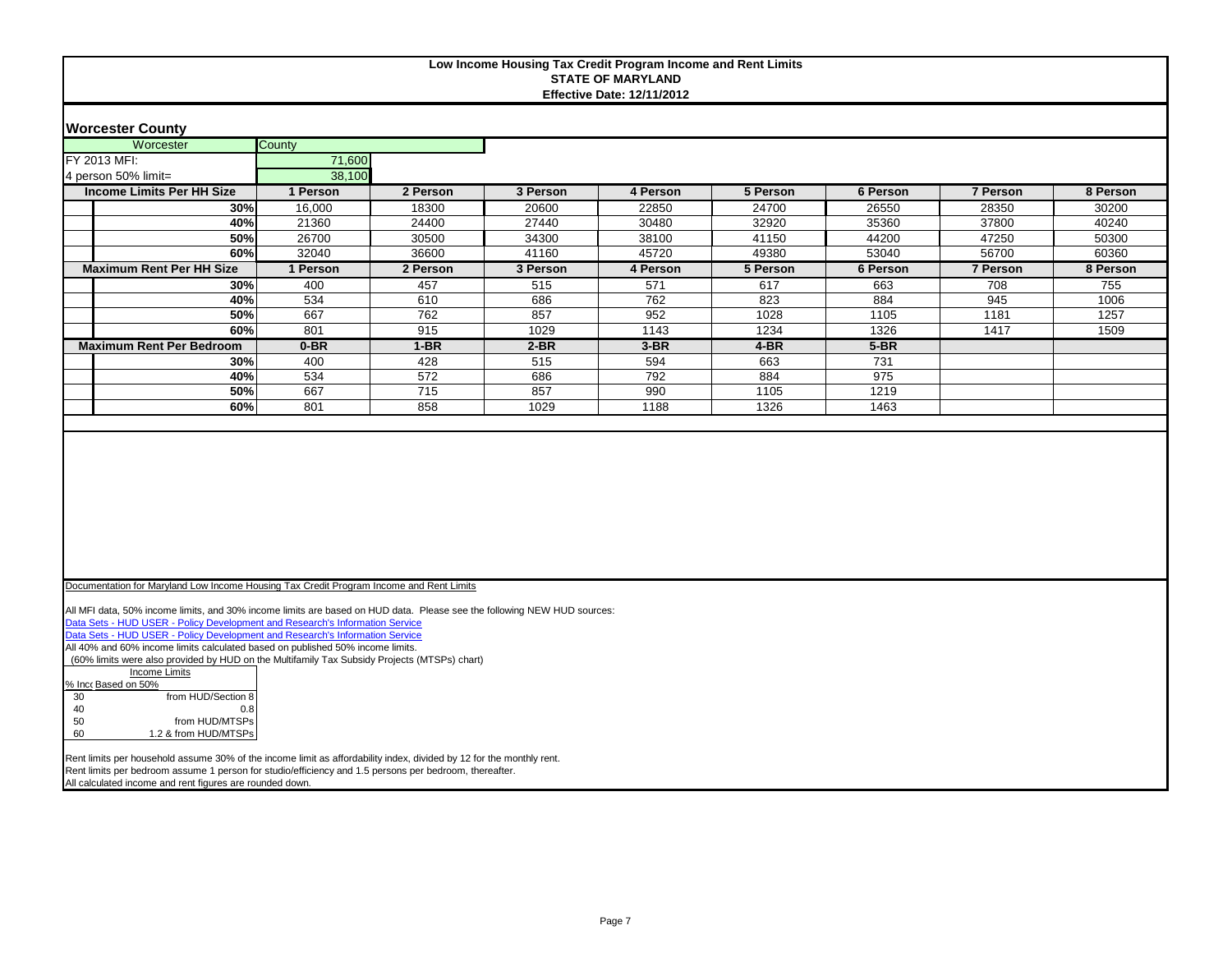# Low Income Housing Tax Credit Program Income and Rent Limits
## STATE OF MARYLAND
### Effective Date: 12/11/2012

## Worcester County

| Worcester | County |
|---|---|
| FY 2013 MFI: | 71,600 |
| 4 person 50% limit= | 38,100 |

| Income Limits Per HH Size | 1 Person | 2 Person | 3 Person | 4 Person | 5 Person | 6 Person | 7 Person | 8 Person |
|---|---|---|---|---|---|---|---|---|
| 30% | 16,000 | 18300 | 20600 | 22850 | 24700 | 26550 | 28350 | 30200 |
| 40% | 21360 | 24400 | 27440 | 30480 | 32920 | 35360 | 37800 | 40240 |
| 50% | 26700 | 30500 | 34300 | 38100 | 41150 | 44200 | 47250 | 50300 |
| 60% | 32040 | 36600 | 41160 | 45720 | 49380 | 53040 | 56700 | 60360 |
| **Maximum Rent Per HH Size** | **1 Person** | **2 Person** | **3 Person** | **4 Person** | **5 Person** | **6 Person** | **7 Person** | **8 Person** |
| 30% | 400 | 457 | 515 | 571 | 617 | 663 | 708 | 755 |
| 40% | 534 | 610 | 686 | 762 | 823 | 884 | 945 | 1006 |
| 50% | 667 | 762 | 857 | 952 | 1028 | 1105 | 1181 | 1257 |
| 60% | 801 | 915 | 1029 | 1143 | 1234 | 1326 | 1417 | 1509 |
| **Maximum Rent Per Bedroom** | **0-BR** | **1-BR** | **2-BR** | **3-BR** | **4-BR** | **5-BR** | | |
| 30% | 400 | 428 | 515 | 594 | 663 | 731 | | |
| 40% | 534 | 572 | 686 | 792 | 884 | 975 | | |
| 50% | 667 | 715 | 857 | 990 | 1105 | 1219 | | |
| 60% | 801 | 858 | 1029 | 1188 | 1326 | 1463 | | |

Documentation for Maryland Low Income Housing Tax Credit Program Income and Rent Limits

All MFI data, 50% income limits, and 30% income limits are based on HUD data. Please see the following NEW HUD sources:
Data Sets - HUD USER - Policy Development and Research's Information Service
Data Sets - HUD USER - Policy Development and Research's Information Service
All 40% and 60% income limits calculated based on published 50% income limits.
(60% limits were also provided by HUD on the Multifamily Tax Subsidy Projects (MTSPs) chart)

| % Inc | Income Limits Based on 50% |
|---|---|
| 30 | from HUD/Section 8 |
| 40 | 0.8 |
| 50 | from HUD/MTSPs |
| 60 | 1.2 & from HUD/MTSPs |

Rent limits per household assume 30% of the income limit as affordability index, divided by 12 for the monthly rent.
Rent limits per bedroom assume 1 person for studio/efficiency and 1.5 persons per bedroom, thereafter.
All calculated income and rent figures are rounded down.